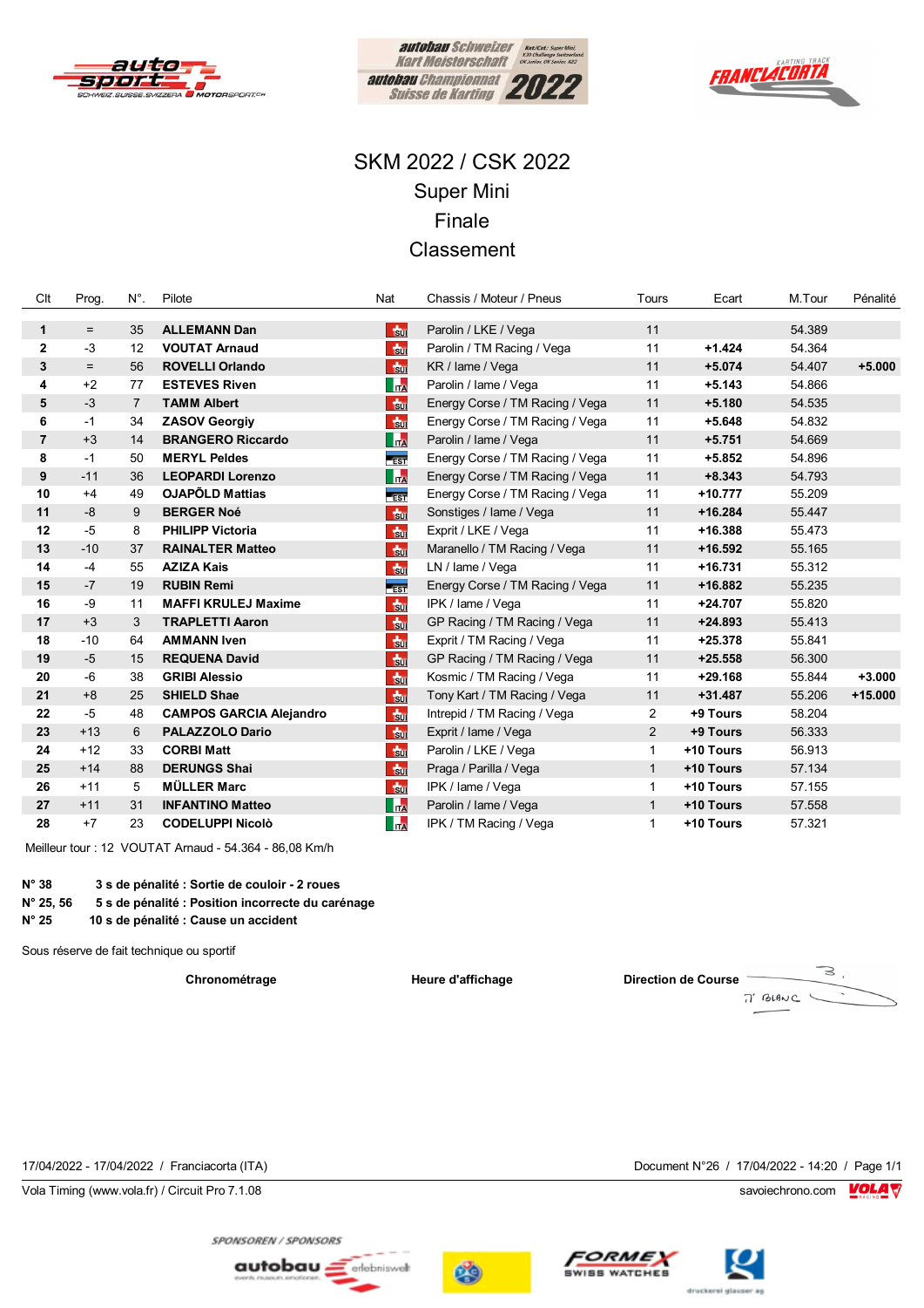# SKM 2022 / CSK 2022

## Super Mini

## Finale

## Classement

| Clt | Prog. | N°. | Pilote | Nat | Chassis / Moteur / Pneus | Tours | Ecart | M.Tour | Pénalité |
|---|---|---|---|---|---|---|---|---|---|
| **1** | = | 35 | **ALLEMANN Dan** | SUI | Parolin / LKE / Vega | 11 | | 54.389 | |
| **2** | -3 | 12 | **VOUTAT Arnaud** | SUI | Parolin / TM Racing / Vega | 11 | **+1.424** | 54.364 | |
| **3** | = | 56 | **ROVELLI Orlando** | SUI | KR / Iame / Vega | 11 | **+5.074** | 54.407 | **+5.000** |
| **4** | +2 | 77 | **ESTEVES Riven** | ITA | Parolin / Iame / Vega | 11 | **+5.143** | 54.866 | |
| **5** | -3 | 7 | **TAMM Albert** | SUI | Energy Corse / TM Racing / Vega | 11 | **+5.180** | 54.535 | |
| **6** | -1 | 34 | **ZASOV Georgiy** | SUI | Energy Corse / TM Racing / Vega | 11 | **+5.648** | 54.832 | |
| **7** | +3 | 14 | **BRANGERO Riccardo** | ITA | Parolin / Iame / Vega | 11 | **+5.751** | 54.669 | |
| **8** | -1 | 50 | **MERYL Peldes** | EST | Energy Corse / TM Racing / Vega | 11 | **+5.852** | 54.896 | |
| **9** | -11 | 36 | **LEOPARDI Lorenzo** | ITA | Energy Corse / TM Racing / Vega | 11 | **+8.343** | 54.793 | |
| **10** | +4 | 49 | **OJAPÕLD Mattias** | EST | Energy Corse / TM Racing / Vega | 11 | **+10.777** | 55.209 | |
| **11** | -8 | 9 | **BERGER Noé** | SUI | Sonstiges / Iame / Vega | 11 | **+16.284** | 55.447 | |
| **12** | -5 | 8 | **PHILIPP Victoria** | SUI | Exprit / LKE / Vega | 11 | **+16.388** | 55.473 | |
| **13** | -10 | 37 | **RAINALTER Matteo** | SUI | Maranello / TM Racing / Vega | 11 | **+16.592** | 55.165 | |
| **14** | -4 | 55 | **AZIZA Kais** | SUI | LN / Iame / Vega | 11 | **+16.731** | 55.312 | |
| **15** | -7 | 19 | **RUBIN Remi** | EST | Energy Corse / TM Racing / Vega | 11 | **+16.882** | 55.235 | |
| **16** | -9 | 11 | **MAFFI KRULEJ Maxime** | SUI | IPK / Iame / Vega | 11 | **+24.707** | 55.820 | |
| **17** | +3 | 3 | **TRAPLETTI Aaron** | SUI | GP Racing / TM Racing / Vega | 11 | **+24.893** | 55.413 | |
| **18** | -10 | 64 | **AMMANN Iven** | SUI | Exprit / TM Racing / Vega | 11 | **+25.378** | 55.841 | |
| **19** | -5 | 15 | **REQUENA David** | SUI | GP Racing / TM Racing / Vega | 11 | **+25.558** | 56.300 | |
| **20** | -6 | 38 | **GRIBI Alessio** | SUI | Kosmic / TM Racing / Vega | 11 | **+29.168** | 55.844 | **+3.000** |
| **21** | +8 | 25 | **SHIELD Shae** | SUI | Tony Kart / TM Racing / Vega | 11 | **+31.487** | 55.206 | **+15.000** |
| **22** | -5 | 48 | **CAMPOS GARCIA Alejandro** | SUI | Intrepid / TM Racing / Vega | 2 | **+9 Tours** | 58.204 | |
| **23** | +13 | 6 | **PALAZZOLO Dario** | SUI | Exprit / Iame / Vega | 2 | **+9 Tours** | 56.333 | |
| **24** | +12 | 33 | **CORBI Matt** | SUI | Parolin / LKE / Vega | 1 | **+10 Tours** | 56.913 | |
| **25** | +14 | 88 | **DERUNGS Shai** | SUI | Praga / Parilla / Vega | 1 | **+10 Tours** | 57.134 | |
| **26** | +11 | 5 | **MÜLLER Marc** | SUI | IPK / Iame / Vega | 1 | **+10 Tours** | 57.155 | |
| **27** | +11 | 31 | **INFANTINO Matteo** | ITA | Parolin / Iame / Vega | 1 | **+10 Tours** | 57.558 | |
| **28** | +7 | 23 | **CODELUPPI Nicolò** | ITA | IPK / TM Racing / Vega | 1 | **+10 Tours** | 57.321 | |

Meilleur tour : 12 VOUTAT Arnaud - 54.364 - 86,08 Km/h

**N° 38** **3 s de pénalité : Sortie de couloir - 2 roues**
**N° 25, 56** **5 s de pénalité : Position incorrecte du carénage**
**N° 25** **10 s de pénalité : Cause un accident**

Sous réserve de fait technique ou sportif

**Chronométrage** **Heure d'affichage** **Direction de Course**

17/04/2022 - 17/04/2022 / Franciacorta (ITA)

Document N°26 / 17/04/2022 - 14:20 / Page 1/1

Vola Timing (www.vola.fr) / Circuit Pro 7.1.08

savoiechrono.com

SPONSOREN / SPONSORS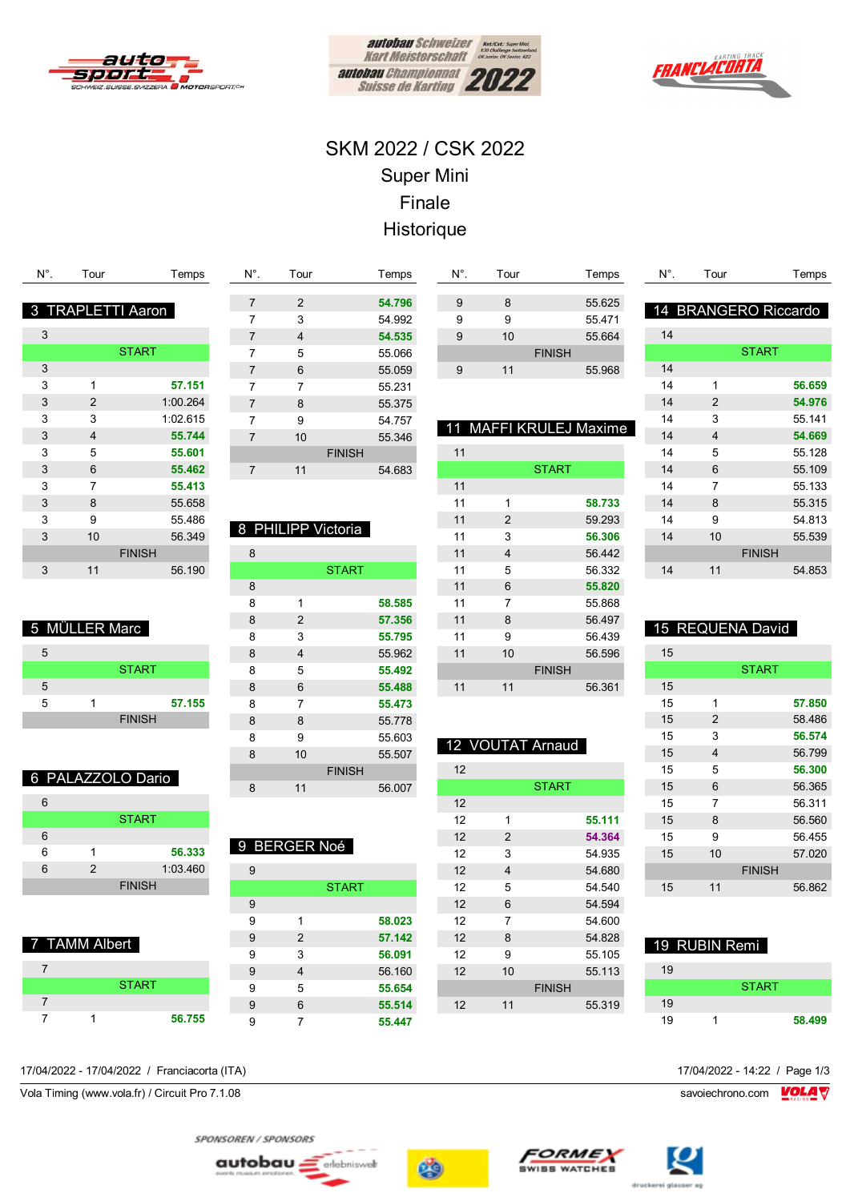# SKM 2022 / CSK 2022

## Super Mini

## Finale

## Historique

### 3 TRAPLETTI Aaron

| N°. | Tour | Temps |
|---|---|---|
| 3 | | |
| | START | |
| 3 | | |
| 3 | 1 | **57.151** |
| 3 | 2 | 1:00.264 |
| 3 | 3 | 1:02.615 |
| 3 | 4 | **55.744** |
| 3 | 5 | **55.601** |
| 3 | 6 | **55.462** |
| 3 | 7 | **55.413** |
| 3 | 8 | 55.658 |
| 3 | 9 | 55.486 |
| 3 | 10 | 56.349 |
| | FINISH | |
| 3 | 11 | 56.190 |

### 5 MÜLLER Marc

| N°. | Tour | Temps |
|---|---|---|
| 5 | | |
| | START | |
| 5 | | |
| 5 | 1 | **57.155** |
| | FINISH | |

### 6 PALAZZOLO Dario

| N°. | Tour | Temps |
|---|---|---|
| 6 | | |
| | START | |
| 6 | | |
| 6 | 1 | **56.333** |
| 6 | 2 | 1:03.460 |
| | FINISH | |

### 7 TAMM Albert

| N°. | Tour | Temps |
|---|---|---|
| 7 | | |
| | START | |
| 7 | | |
| 7 | 1 | **56.755** |
| 7 | 2 | **54.796** |
| 7 | 3 | 54.992 |
| 7 | 4 | **54.535** |
| 7 | 5 | 55.066 |
| 7 | 6 | 55.059 |
| 7 | 7 | 55.231 |
| 7 | 8 | 55.375 |
| 7 | 9 | 54.757 |
| 7 | 10 | 55.346 |
| | FINISH | |
| 7 | 11 | 54.683 |

### 8 PHILIPP Victoria

| N°. | Tour | Temps |
|---|---|---|
| 8 | | |
| | START | |
| 8 | | |
| 8 | 1 | **58.585** |
| 8 | 2 | **57.356** |
| 8 | 3 | **55.795** |
| 8 | 4 | 55.962 |
| 8 | 5 | **55.492** |
| 8 | 6 | **55.488** |
| 8 | 7 | **55.473** |
| 8 | 8 | 55.778 |
| 8 | 9 | 55.603 |
| 8 | 10 | 55.507 |
| | FINISH | |
| 8 | 11 | 56.007 |

### 9 BERGER Noé

| N°. | Tour | Temps |
|---|---|---|
| 9 | | |
| | START | |
| 9 | | |
| 9 | 1 | **58.023** |
| 9 | 2 | **57.142** |
| 9 | 3 | **56.091** |
| 9 | 4 | 56.160 |
| 9 | 5 | **55.654** |
| 9 | 6 | **55.514** |
| 9 | 7 | **55.447** |
| 9 | 8 | 55.625 |
| 9 | 9 | 55.471 |
| 9 | 10 | 55.664 |
| | FINISH | |
| 9 | 11 | 55.968 |

### 11 MAFFI KRULEJ Maxime

| N°. | Tour | Temps |
|---|---|---|
| 11 | | |
| | START | |
| 11 | | |
| 11 | 1 | **58.733** |
| 11 | 2 | 59.293 |
| 11 | 3 | **56.306** |
| 11 | 4 | 56.442 |
| 11 | 5 | 56.332 |
| 11 | 6 | **55.820** |
| 11 | 7 | 55.868 |
| 11 | 8 | 56.497 |
| 11 | 9 | 56.439 |
| 11 | 10 | 56.596 |
| | FINISH | |
| 11 | 11 | 56.361 |

### 12 VOUTAT Arnaud

| N°. | Tour | Temps |
|---|---|---|
| 12 | | |
| | START | |
| 12 | | |
| 12 | 1 | **55.111** |
| 12 | 2 | **54.364** |
| 12 | 3 | 54.935 |
| 12 | 4 | 54.680 |
| 12 | 5 | 54.540 |
| 12 | 6 | 54.594 |
| 12 | 7 | 54.600 |
| 12 | 8 | 54.828 |
| 12 | 9 | 55.105 |
| 12 | 10 | 55.113 |
| | FINISH | |
| 12 | 11 | 55.319 |

### 14 BRANGERO Riccardo

| N°. | Tour | Temps |
|---|---|---|
| 14 | | |
| | START | |
| 14 | | |
| 14 | 1 | **56.659** |
| 14 | 2 | **54.976** |
| 14 | 3 | 55.141 |
| 14 | 4 | **54.669** |
| 14 | 5 | 55.128 |
| 14 | 6 | 55.109 |
| 14 | 7 | 55.133 |
| 14 | 8 | 55.315 |
| 14 | 9 | 54.813 |
| 14 | 10 | 55.539 |
| | FINISH | |
| 14 | 11 | 54.853 |

### 15 REQUENA David

| N°. | Tour | Temps |
|---|---|---|
| 15 | | |
| | START | |
| 15 | | |
| 15 | 1 | **57.850** |
| 15 | 2 | 58.486 |
| 15 | 3 | **56.574** |
| 15 | 4 | 56.799 |
| 15 | 5 | **56.300** |
| 15 | 6 | 56.365 |
| 15 | 7 | 56.311 |
| 15 | 8 | 56.560 |
| 15 | 9 | 56.455 |
| 15 | 10 | 57.020 |
| | FINISH | |
| 15 | 11 | 56.862 |

### 19 RUBIN Remi

| N°. | Tour | Temps |
|---|---|---|
| 19 | | |
| | START | |
| 19 | | |
| 19 | 1 | **58.499** |

17/04/2022 - 17/04/2022 / Franciacorta (ITA) — 17/04/2022 - 14:22

Vola Timing (www.vola.fr) / Circuit Pro 7.1.08 — savoiechrono.com

SPONSOREN / SPONSORS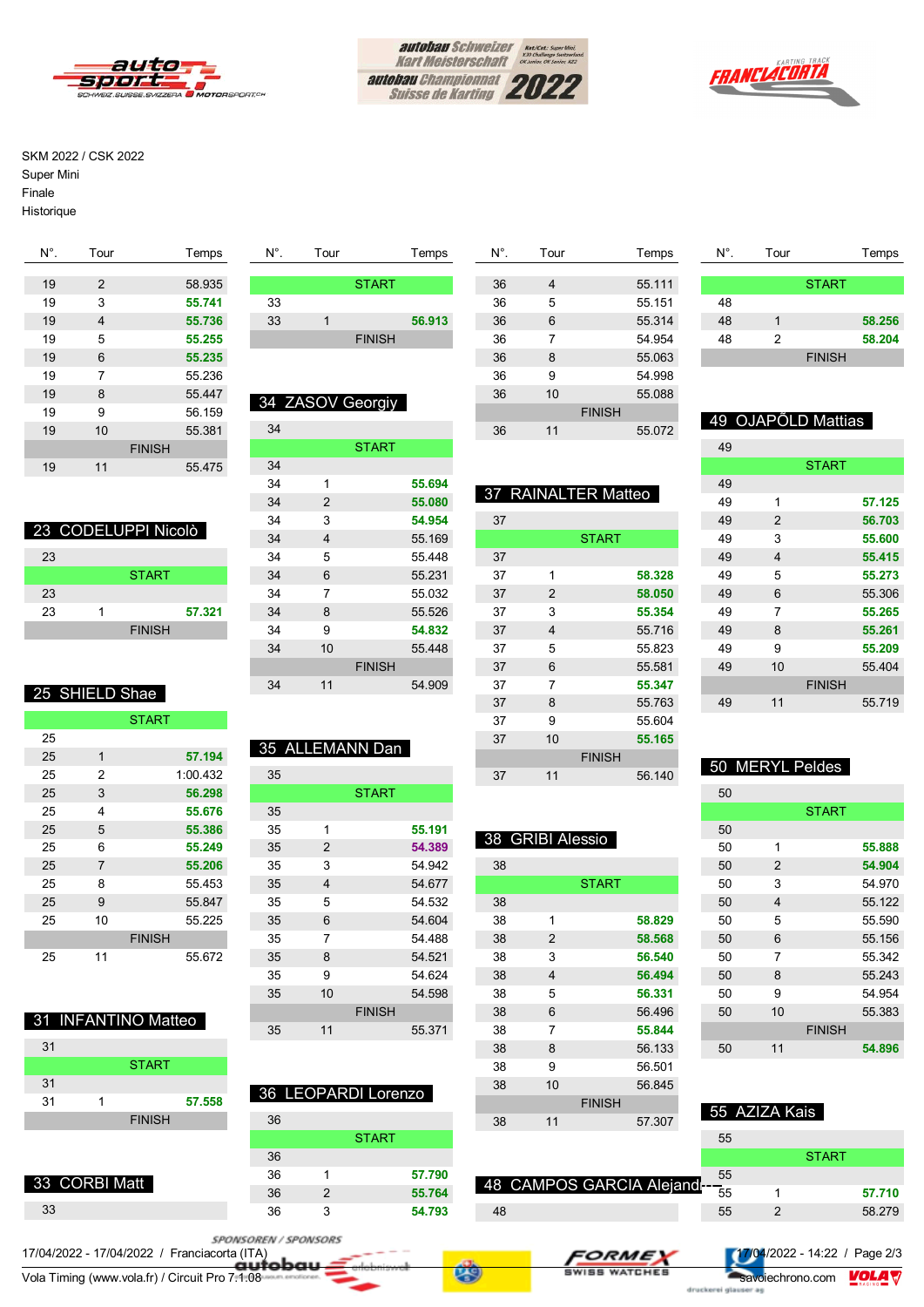SKM 2022 / CSK 2022
Super Mini
Finale
Historique

| N°. | Tour | Temps |
|---|---|---|
| 19 | 2 | 58.935 |
| 19 | 3 | **55.741** |
| 19 | 4 | **55.736** |
| 19 | 5 | **55.255** |
| 19 | 6 | **55.235** |
| 19 | 7 | 55.236 |
| 19 | 8 | 55.447 |
| 19 | 9 | 56.159 |
| 19 | 10 | 55.381 |
| | FINISH | |
| 19 | 11 | 55.475 |

## 23 CODELUPPI Nicolò

| N°. | Tour | Temps |
|---|---|---|
| 23 | | |
| | START | |
| 23 | | |
| 23 | 1 | **57.321** |
| | FINISH | |

## 25 SHIELD Shae

| N°. | Tour | Temps |
|---|---|---|
| | START | |
| 25 | | |
| 25 | 1 | **57.194** |
| 25 | 2 | 1:00.432 |
| 25 | 3 | **56.298** |
| 25 | 4 | **55.676** |
| 25 | 5 | **55.386** |
| 25 | 6 | **55.249** |
| 25 | 7 | **55.206** |
| 25 | 8 | 55.453 |
| 25 | 9 | 55.847 |
| 25 | 10 | 55.225 |
| | FINISH | |
| 25 | 11 | 55.672 |

## 31 INFANTINO Matteo

| N°. | Tour | Temps |
|---|---|---|
| 31 | | |
| | START | |
| 31 | | |
| 31 | 1 | **57.558** |
| | FINISH | |

## 33 CORBI Matt

| N°. | Tour | Temps |
|---|---|---|
| 33 | | |
| | START | |
| 33 | | |
| 33 | 1 | **56.913** |
| | FINISH | |

## 34 ZASOV Georgiy

| N°. | Tour | Temps |
|---|---|---|
| 34 | | |
| | START | |
| 34 | | |
| 34 | 1 | **55.694** |
| 34 | 2 | **55.080** |
| 34 | 3 | **54.954** |
| 34 | 4 | 55.169 |
| 34 | 5 | 55.448 |
| 34 | 6 | 55.231 |
| 34 | 7 | 55.032 |
| 34 | 8 | 55.526 |
| 34 | 9 | **54.832** |
| 34 | 10 | 55.448 |
| | FINISH | |
| 34 | 11 | 54.909 |

## 35 ALLEMANN Dan

| N°. | Tour | Temps |
|---|---|---|
| 35 | | |
| | START | |
| 35 | | |
| 35 | 1 | **55.191** |
| 35 | 2 | **54.389** |
| 35 | 3 | 54.942 |
| 35 | 4 | 54.677 |
| 35 | 5 | 54.532 |
| 35 | 6 | 54.604 |
| 35 | 7 | 54.488 |
| 35 | 8 | 54.521 |
| 35 | 9 | 54.624 |
| 35 | 10 | 54.598 |
| | FINISH | |
| 35 | 11 | 55.371 |

## 36 LEOPARDI Lorenzo

| N°. | Tour | Temps |
|---|---|---|
| 36 | | |
| | START | |
| 36 | | |
| 36 | 1 | **57.790** |
| 36 | 2 | **55.764** |
| 36 | 3 | **54.793** |
| 36 | 4 | 55.111 |
| 36 | 5 | 55.151 |
| 36 | 6 | 55.314 |
| 36 | 7 | 54.954 |
| 36 | 8 | 55.063 |
| 36 | 9 | 54.998 |
| 36 | 10 | 55.088 |
| | FINISH | |
| 36 | 11 | 55.072 |

## 37 RAINALTER Matteo

| N°. | Tour | Temps |
|---|---|---|
| 37 | | |
| | START | |
| 37 | | |
| 37 | 1 | **58.328** |
| 37 | 2 | **58.050** |
| 37 | 3 | **55.354** |
| 37 | 4 | 55.716 |
| 37 | 5 | 55.823 |
| 37 | 6 | 55.581 |
| 37 | 7 | **55.347** |
| 37 | 8 | 55.763 |
| 37 | 9 | 55.604 |
| 37 | 10 | **55.165** |
| | FINISH | |
| 37 | 11 | 56.140 |

## 38 GRIBI Alessio

| N°. | Tour | Temps |
|---|---|---|
| 38 | | |
| | START | |
| 38 | | |
| 38 | 1 | **58.829** |
| 38 | 2 | **58.568** |
| 38 | 3 | **56.540** |
| 38 | 4 | **56.494** |
| 38 | 5 | **56.331** |
| 38 | 6 | 56.496 |
| 38 | 7 | **55.844** |
| 38 | 8 | 56.133 |
| 38 | 9 | 56.501 |
| 38 | 10 | 56.845 |
| | FINISH | |
| 38 | 11 | 57.307 |

## 48 CAMPOS GARCIA Alejandro

| N°. | Tour | Temps |
|---|---|---|
| 48 | | |
| | START | |
| 48 | | |
| 48 | 1 | **58.256** |
| 48 | 2 | **58.204** |
| | FINISH | |

## 49 OJAPÕLD Mattias

| N°. | Tour | Temps |
|---|---|---|
| 49 | | |
| | START | |
| 49 | | |
| 49 | 1 | **57.125** |
| 49 | 2 | **56.703** |
| 49 | 3 | **55.600** |
| 49 | 4 | **55.415** |
| 49 | 5 | **55.273** |
| 49 | 6 | 55.306 |
| 49 | 7 | **55.265** |
| 49 | 8 | **55.261** |
| 49 | 9 | **55.209** |
| 49 | 10 | 55.404 |
| | FINISH | |
| 49 | 11 | 55.719 |

## 50 MERYL Peldes

| N°. | Tour | Temps |
|---|---|---|
| 50 | | |
| | START | |
| 50 | | |
| 50 | 1 | **55.888** |
| 50 | 2 | **54.904** |
| 50 | 3 | 54.970 |
| 50 | 4 | 55.122 |
| 50 | 5 | 55.590 |
| 50 | 6 | 55.156 |
| 50 | 7 | 55.342 |
| 50 | 8 | 55.243 |
| 50 | 9 | 54.954 |
| 50 | 10 | 55.383 |
| | FINISH | |
| 50 | 11 | **54.896** |

## 55 AZIZA Kais

| N°. | Tour | Temps |
|---|---|---|
| 55 | | |
| | START | |
| 55 | | |
| 55 | 1 | **57.710** |
| 55 | 2 | 58.279 |

17/04/2022 - 17/04/2022 / Franciacorta (ITA)
Vola Timing (www.vola.fr) / Circuit Pro 7.1.08
17/04/2022 - 14:22 / Page 2/3
savoiechrono.com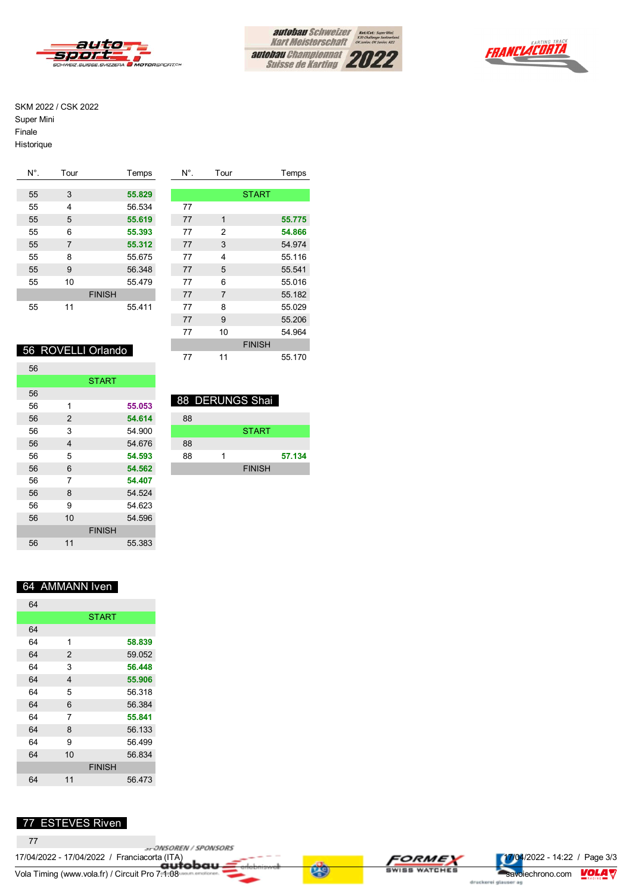SKM 2022 / CSK 2022
Super Mini
Finale
Historique

| N°. | Tour | Temps |
|---|---|---|
| 55 | 3 | **55.829** |
| 55 | 4 | 56.534 |
| 55 | 5 | **55.619** |
| 55 | 6 | **55.393** |
| 55 | 7 | **55.312** |
| 55 | 8 | 55.675 |
| 55 | 9 | 56.348 |
| 55 | 10 | 55.479 |
| | FINISH | |
| 55 | 11 | 55.411 |

## 56 ROVELLI Orlando

| N°. | Tour | Temps |
|---|---|---|
| 56 | | |
| | START | |
| 56 | | |
| 56 | 1 | **55.053** |
| 56 | 2 | **54.614** |
| 56 | 3 | 54.900 |
| 56 | 4 | 54.676 |
| 56 | 5 | **54.593** |
| 56 | 6 | **54.562** |
| 56 | 7 | **54.407** |
| 56 | 8 | 54.524 |
| 56 | 9 | 54.623 |
| 56 | 10 | 54.596 |
| | FINISH | |
| 56 | 11 | 55.383 |

## 64 AMMANN Iven

| N°. | Tour | Temps |
|---|---|---|
| 64 | | |
| | START | |
| 64 | | |
| 64 | 1 | **58.839** |
| 64 | 2 | 59.052 |
| 64 | 3 | **56.448** |
| 64 | 4 | **55.906** |
| 64 | 5 | 56.318 |
| 64 | 6 | 56.384 |
| 64 | 7 | **55.841** |
| 64 | 8 | 56.133 |
| 64 | 9 | 56.499 |
| 64 | 10 | 56.834 |
| | FINISH | |
| 64 | 11 | 56.473 |

## 77 ESTEVES Riven

| N°. | Tour | Temps |
|---|---|---|
| 77 | | |
| | START | |
| 77 | | |
| 77 | 1 | **55.775** |
| 77 | 2 | **54.866** |
| 77 | 3 | 54.974 |
| 77 | 4 | 55.116 |
| 77 | 5 | 55.541 |
| 77 | 6 | 55.016 |
| 77 | 7 | 55.182 |
| 77 | 8 | 55.029 |
| 77 | 9 | 55.206 |
| 77 | 10 | 54.964 |
| | FINISH | |
| 77 | 11 | 55.170 |

## 88 DERUNGS Shai

| N°. | Tour | Temps |
|---|---|---|
| 88 | | |
| | START | |
| 88 | | |
| 88 | 1 | **57.134** |
| | FINISH | |

17/04/2022 - 17/04/2022 / Franciacorta (ITA)
Vola Timing (www.vola.fr) / Circuit Pro 7.1.08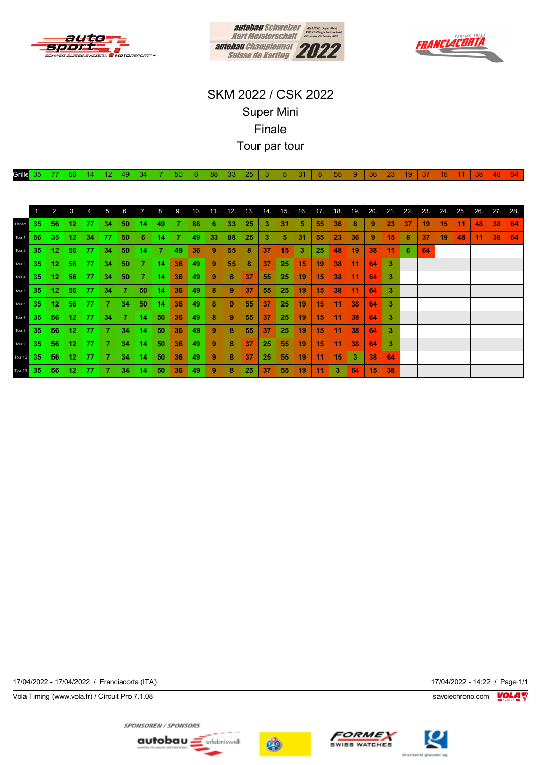# SKM 2022 / CSK 2022

## Super Mini

## Finale

## Tour par tour

| Grille | 35 | 77 | 56 | 14 | 12 | 49 | 34 | 7 | 50 | 6 | 88 | 33 | 25 | 3 | 5 | 31 | 8 | 55 | 9 | 36 | 23 | 19 | 37 | 15 | 11 | 38 | 48 | 64 |
|---|---|---|---|---|---|---|---|---|---|---|---|---|---|---|---|---|---|---|---|---|---|---|---|---|---|---|---|---|

| | 1. | 2. | 3. | 4. | 5. | 6. | 7. | 8. | 9. | 10. | 11. | 12. | 13. | 14. | 15. | 16. | 17. | 18. | 19. | 20. | 21. | 22. | 23. | 24. | 25. | 26. | 27. | 28. |
|---|---|---|---|---|---|---|---|---|---|---|---|---|---|---|---|---|---|---|---|---|---|---|---|---|---|---|---|---|
| Départ | 35 | 56 | 12 | 77 | 34 | 50 | 14 | 49 | 7 | 88 | 6 | 33 | 25 | 3 | 31 | 5 | 55 | 36 | 8 | 9 | 23 | 37 | 19 | 15 | 11 | 48 | 38 | 64 |
| Tour 1 | 56 | 35 | 12 | 34 | 77 | 50 | 6 | 14 | 7 | 49 | 33 | 88 | 25 | 3 | 5 | 31 | 55 | 23 | 36 | 9 | 15 | 8 | 37 | 19 | 48 | 11 | 38 | 64 |
| Tour 2 | 35 | 12 | 56 | 77 | 34 | 50 | 14 | 7 | 49 | 36 | 9 | 55 | 8 | 37 | 15 | 3 | 25 | 48 | 19 | 38 | 11 | 6 | 64 | | | | | |
| Tour 3 | 35 | 12 | 56 | 77 | 34 | 50 | 7 | 14 | 36 | 49 | 9 | 55 | 8 | 37 | 25 | 15 | 19 | 38 | 11 | 64 | 3 | | | | | | | |
| Tour 4 | 35 | 12 | 56 | 77 | 34 | 50 | 7 | 14 | 36 | 49 | 9 | 8 | 37 | 55 | 25 | 19 | 15 | 38 | 11 | 64 | 3 | | | | | | | |
| Tour 5 | 35 | 12 | 56 | 77 | 34 | 7 | 50 | 14 | 36 | 49 | 8 | 9 | 37 | 55 | 25 | 19 | 15 | 38 | 11 | 64 | 3 | | | | | | | |
| Tour 6 | 35 | 12 | 56 | 77 | 7 | 34 | 50 | 14 | 36 | 49 | 8 | 9 | 55 | 37 | 25 | 19 | 15 | 11 | 38 | 64 | 3 | | | | | | | |
| Tour 7 | 35 | 56 | 12 | 77 | 34 | 7 | 14 | 50 | 36 | 49 | 8 | 9 | 55 | 37 | 25 | 19 | 15 | 11 | 38 | 64 | 3 | | | | | | | |
| Tour 8 | 35 | 56 | 12 | 77 | 7 | 34 | 14 | 50 | 36 | 49 | 9 | 8 | 55 | 37 | 25 | 19 | 15 | 11 | 38 | 64 | 3 | | | | | | | |
| Tour 9 | 35 | 56 | 12 | 77 | 7 | 34 | 14 | 50 | 36 | 49 | 9 | 8 | 37 | 25 | 55 | 19 | 15 | 11 | 38 | 64 | 3 | | | | | | | |
| Tour 10 | 35 | 56 | 12 | 77 | 7 | 34 | 14 | 50 | 36 | 49 | 9 | 8 | 37 | 25 | 55 | 19 | 11 | 15 | 3 | 38 | 64 | | | | | | | |
| Tour 11 | 35 | 56 | 12 | 77 | 7 | 34 | 14 | 50 | 36 | 49 | 9 | 8 | 25 | 37 | 55 | 19 | 11 | 3 | 64 | 15 | 38 | | | | | | | |

17/04/2022 - 17/04/2022 / Franciacorta (ITA)

17/04/2022 - 14:22

Vola Timing (www.vola.fr) / Circuit Pro 7.1.08

savoiechrono.com

SPONSOREN / SPONSORS